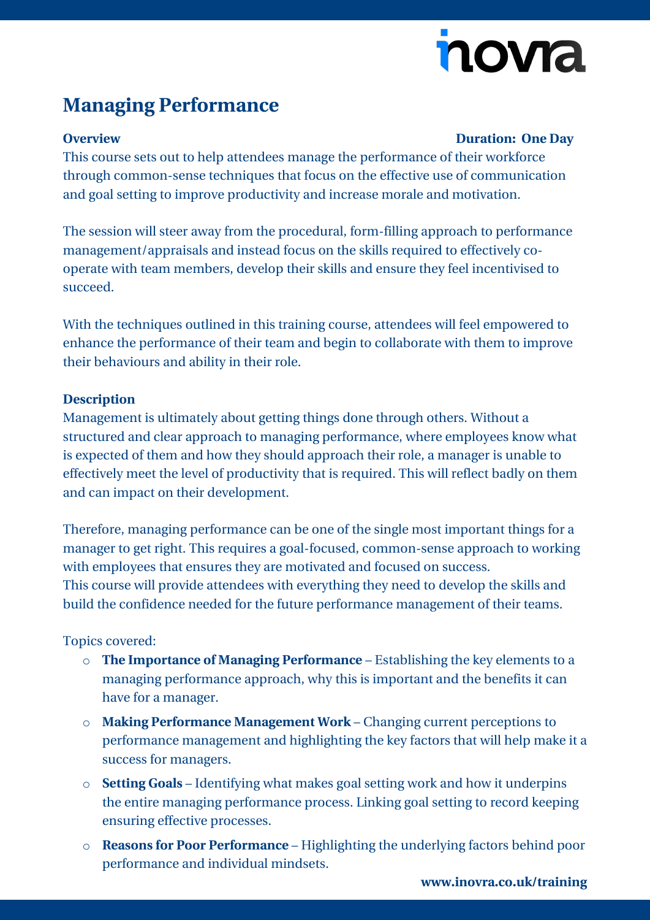# Managing Performance

**Overview** **Duration: One Day**

This course sets out to help attendees manage the performance of their workforce through common-sense techniques that focus on the effective use of communication and goal setting to improve productivity and increase morale and motivation.

The session will steer away from the procedural, form-filling approach to performance management/appraisals and instead focus on the skills required to effectively co-operate with team members, develop their skills and ensure they feel incentivised to succeed.

With the techniques outlined in this training course, attendees will feel empowered to enhance the performance of their team and begin to collaborate with them to improve their behaviours and ability in their role.

**Description**

Management is ultimately about getting things done through others. Without a structured and clear approach to managing performance, where employees know what is expected of them and how they should approach their role, a manager is unable to effectively meet the level of productivity that is required. This will reflect badly on them and can impact on their development.

Therefore, managing performance can be one of the single most important things for a manager to get right. This requires a goal-focused, common-sense approach to working with employees that ensures they are motivated and focused on success.
This course will provide attendees with everything they need to develop the skills and build the confidence needed for the future performance management of their teams.

Topics covered:

- **The Importance of Managing Performance** – Establishing the key elements to a managing performance approach, why this is important and the benefits it can have for a manager.
- **Making Performance Management Work** – Changing current perceptions to performance management and highlighting the key factors that will help make it a success for managers.
- **Setting Goals** – Identifying what makes goal setting work and how it underpins the entire managing performance process. Linking goal setting to record keeping ensuring effective processes.
- **Reasons for Poor Performance** – Highlighting the underlying factors behind poor performance and individual mindsets.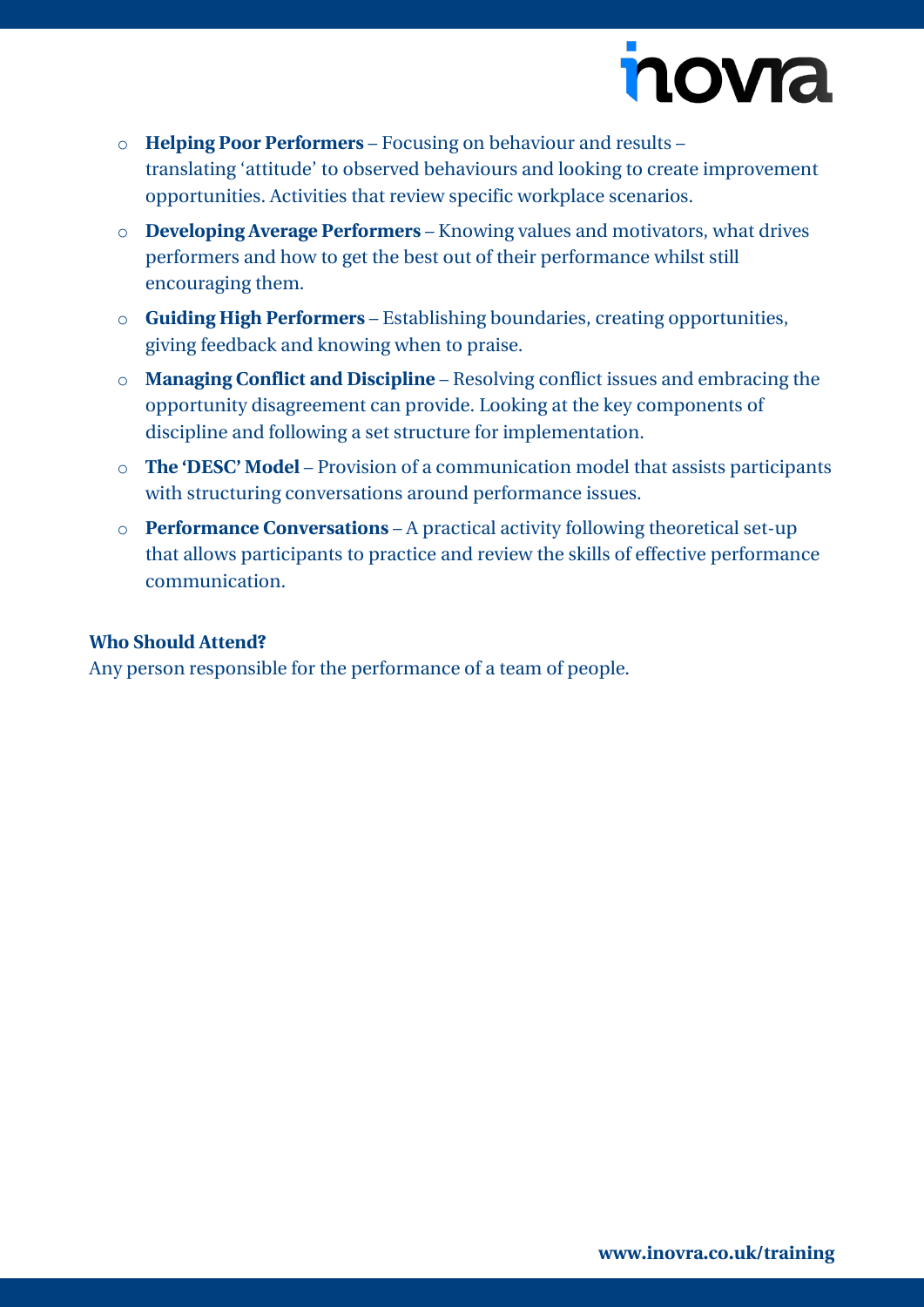- **Helping Poor Performers** – Focusing on behaviour and results – translating 'attitude' to observed behaviours and looking to create improvement opportunities. Activities that review specific workplace scenarios.
- **Developing Average Performers** – Knowing values and motivators, what drives performers and how to get the best out of their performance whilst still encouraging them.
- **Guiding High Performers** – Establishing boundaries, creating opportunities, giving feedback and knowing when to praise.
- **Managing Conflict and Discipline** – Resolving conflict issues and embracing the opportunity disagreement can provide. Looking at the key components of discipline and following a set structure for implementation.
- **The 'DESC' Model** – Provision of a communication model that assists participants with structuring conversations around performance issues.
- **Performance Conversations** – A practical activity following theoretical set-up that allows participants to practice and review the skills of effective performance communication.

**Who Should Attend?**

Any person responsible for the performance of a team of people.

**www.inovra.co.uk/training**